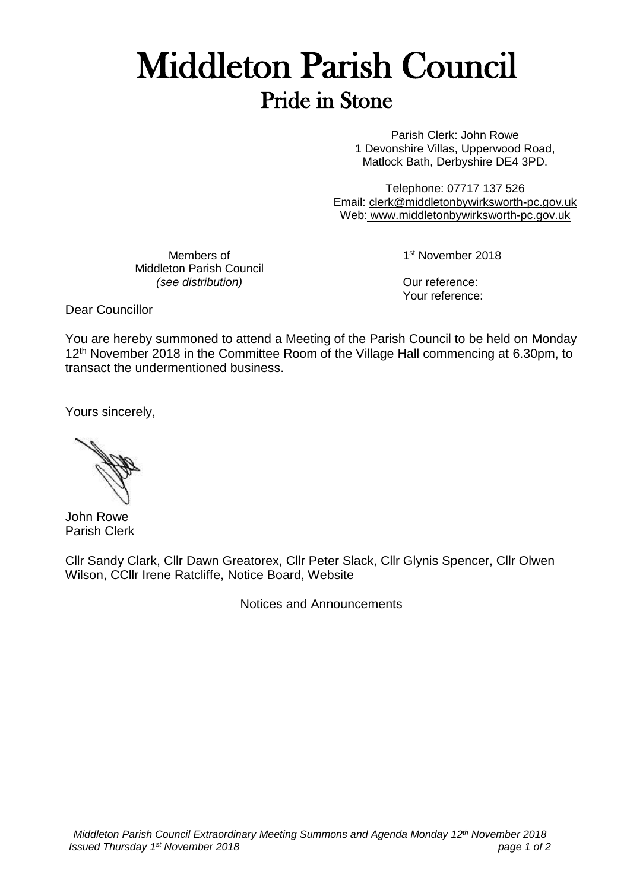# Middleton Parish Council
## Pride in Stone

Parish Clerk: John Rowe
1 Devonshire Villas, Upperwood Road,
Matlock Bath, Derbyshire DE4 3PD.

Telephone: 07717 137 526
Email: clerk@middletonbywirksworth-pc.gov.uk
Web: www.middletonbywirksworth-pc.gov.uk

Members of
Middleton Parish Council
*(see distribution)*

1st November 2018

Our reference:
Your reference:

Dear Councillor

You are hereby summoned to attend a Meeting of the Parish Council to be held on Monday 12th November 2018 in the Committee Room of the Village Hall commencing at 6.30pm, to transact the undermentioned business.

Yours sincerely,

John Rowe
Parish Clerk

Cllr Sandy Clark, Cllr Dawn Greatorex, Cllr Peter Slack, Cllr Glynis Spencer, Cllr Olwen Wilson, CCllr Irene Ratcliffe, Notice Board, Website

Notices and Announcements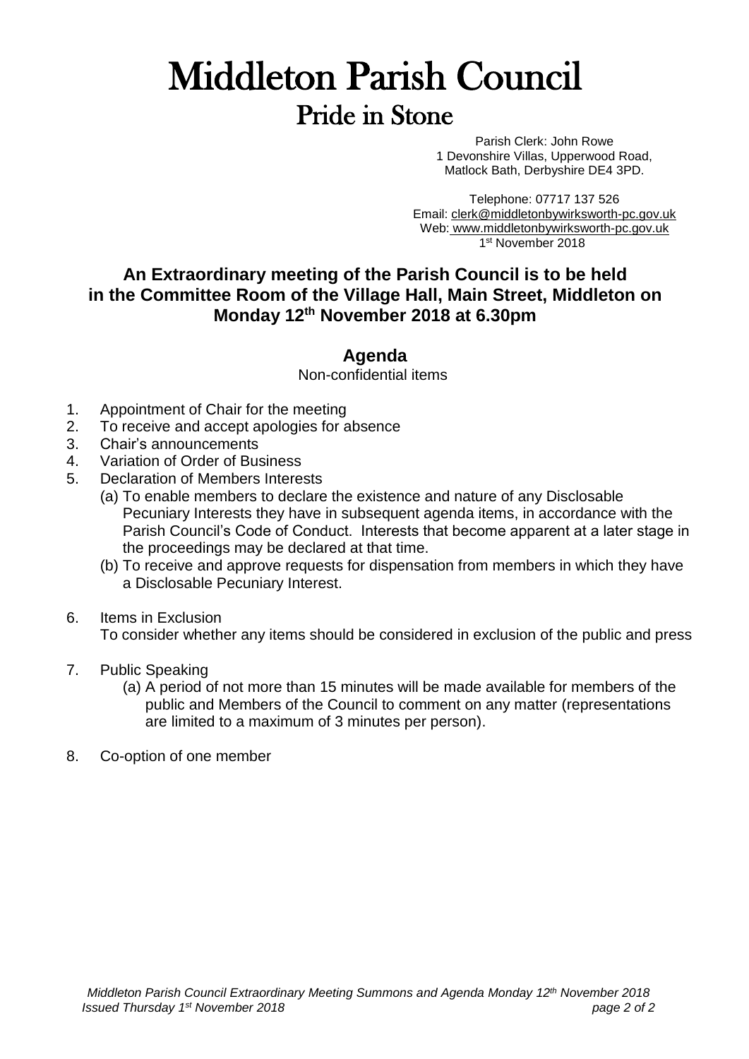# Middleton Parish Council

## Pride in Stone

Parish Clerk: John Rowe
1 Devonshire Villas, Upperwood Road,
Matlock Bath, Derbyshire DE4 3PD.

Telephone: 07717 137 526
Email: clerk@middletonbywirksworth-pc.gov.uk
Web: www.middletonbywirksworth-pc.gov.uk
1st November 2018

**An Extraordinary meeting of the Parish Council is to be held in the Committee Room of the Village Hall, Main Street, Middleton on Monday 12th November 2018 at 6.30pm**

## Agenda

Non-confidential items

1. Appointment of Chair for the meeting
2. To receive and accept apologies for absence
3. Chair's announcements
4. Variation of Order of Business
5. Declaration of Members Interests
   - (a) To enable members to declare the existence and nature of any Disclosable Pecuniary Interests they have in subsequent agenda items, in accordance with the Parish Council's Code of Conduct. Interests that become apparent at a later stage in the proceedings may be declared at that time.
   - (b) To receive and approve requests for dispensation from members in which they have a Disclosable Pecuniary Interest.
6. Items in Exclusion
   To consider whether any items should be considered in exclusion of the public and press
7. Public Speaking
   - (a) A period of not more than 15 minutes will be made available for members of the public and Members of the Council to comment on any matter (representations are limited to a maximum of 3 minutes per person).
8. Co-option of one member